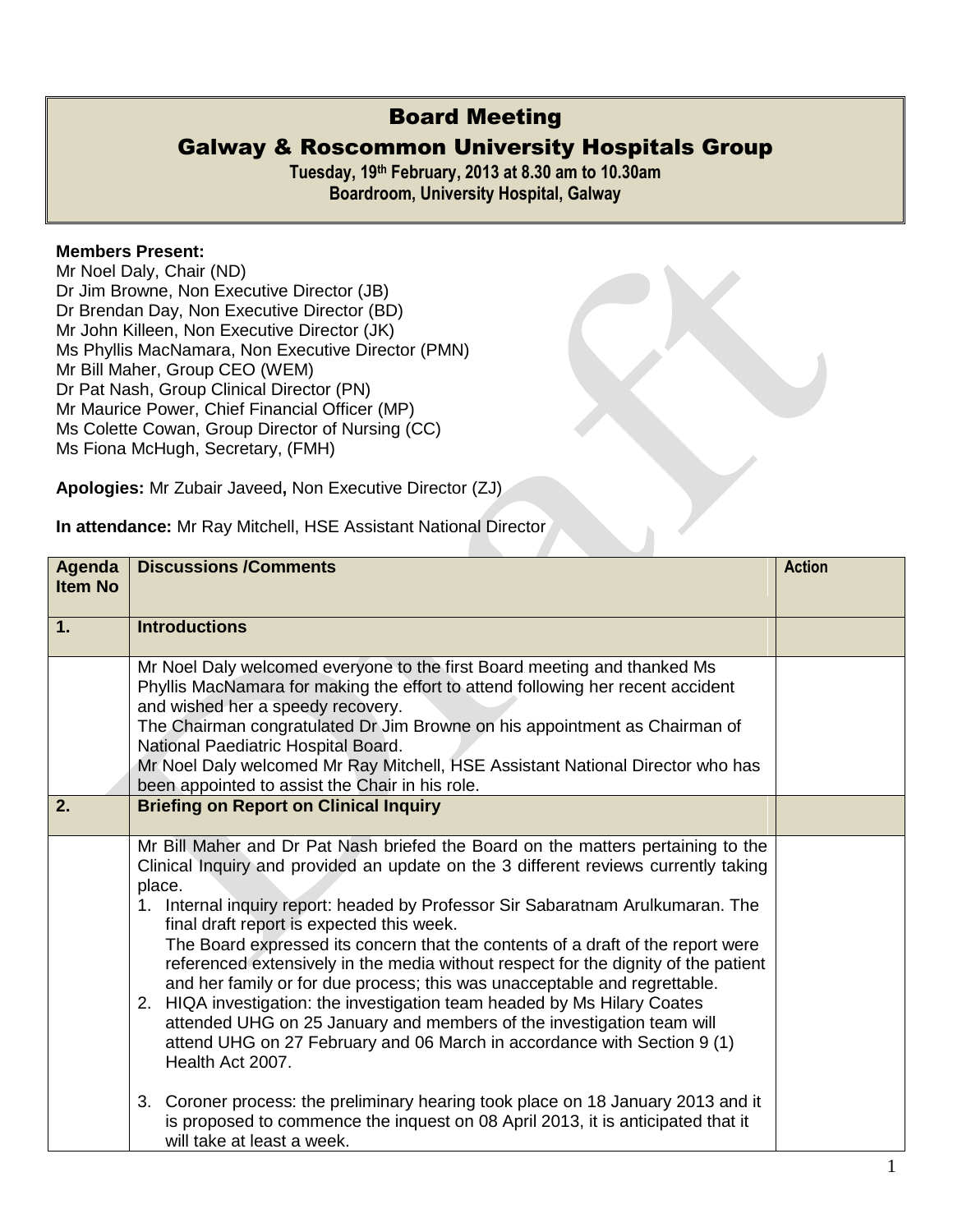# Board Meeting

## Galway & Roscommon University Hospitals Group

**Tuesday, 19th February, 2013 at 8.30 am to 10.30am**
**Boardroom, University Hospital, Galway**

**Members Present:**
Mr Noel Daly, Chair (ND)
Dr Jim Browne, Non Executive Director (JB)
Dr Brendan Day, Non Executive Director (BD)
Mr John Killeen, Non Executive Director (JK)
Ms Phyllis MacNamara, Non Executive Director (PMN)
Mr Bill Maher, Group CEO (WEM)
Dr Pat Nash, Group Clinical Director (PN)
Mr Maurice Power, Chief Financial Officer (MP)
Ms Colette Cowan, Group Director of Nursing (CC)
Ms Fiona McHugh, Secretary, (FMH)

**Apologies:** Mr Zubair Javeed**,** Non Executive Director (ZJ)

**In attendance:** Mr Ray Mitchell, HSE Assistant National Director

| Agenda Item No | Discussions /Comments | Action |
|---|---|---|
| **1.** | **Introductions** | |
| | Mr Noel Daly welcomed everyone to the first Board meeting and thanked Ms Phyllis MacNamara for making the effort to attend following her recent accident and wished her a speedy recovery.<br>The Chairman congratulated Dr Jim Browne on his appointment as Chairman of National Paediatric Hospital Board.<br>Mr Noel Daly welcomed Mr Ray Mitchell, HSE Assistant National Director who has been appointed to assist the Chair in his role. | |
| **2.** | **Briefing on Report on Clinical Inquiry** | |
| | Mr Bill Maher and Dr Pat Nash briefed the Board on the matters pertaining to the Clinical Inquiry and provided an update on the 3 different reviews currently taking place.<br>1. Internal inquiry report: headed by Professor Sir Sabaratnam Arulkumaran. The final draft report is expected this week.<br>The Board expressed its concern that the contents of a draft of the report were referenced extensively in the media without respect for the dignity of the patient and her family or for due process; this was unacceptable and regrettable.<br>2. HIQA investigation: the investigation team headed by Ms Hilary Coates attended UHG on 25 January and members of the investigation team will attend UHG on 27 February and 06 March in accordance with Section 9 (1) Health Act 2007.<br>3. Coroner process: the preliminary hearing took place on 18 January 2013 and it is proposed to commence the inquest on 08 April 2013, it is anticipated that it will take at least a week. | |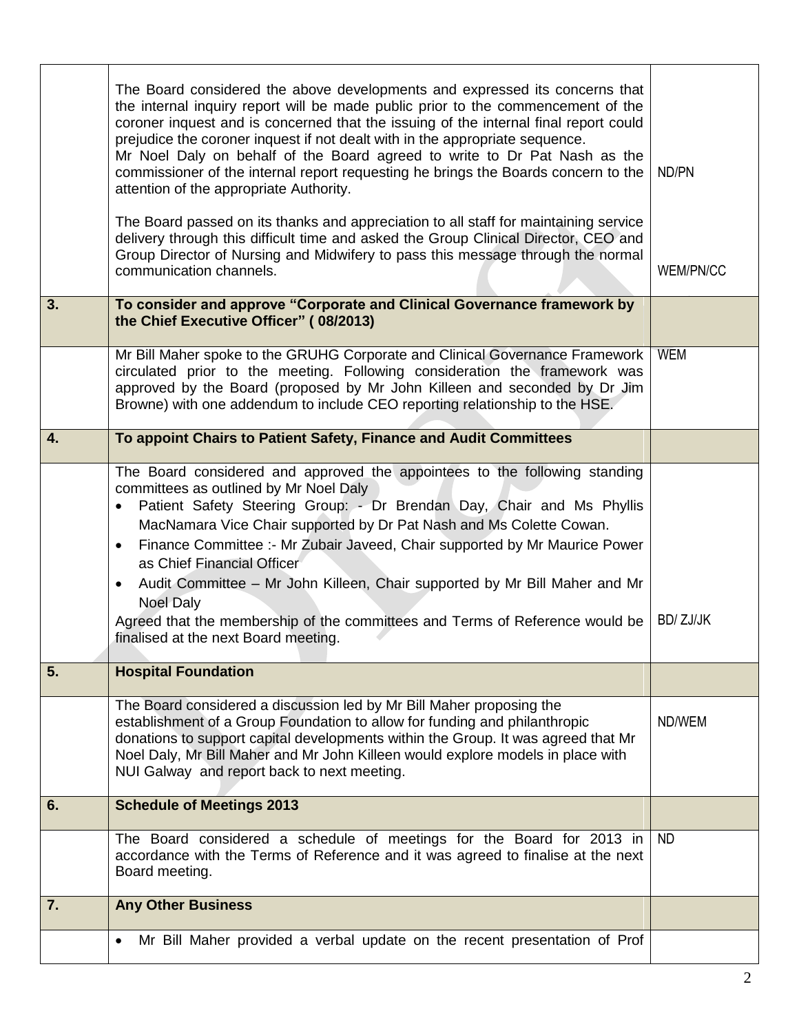| | | |
|---|---|---|
| | The Board considered the above developments and expressed its concerns that the internal inquiry report will be made public prior to the commencement of the coroner inquest and is concerned that the issuing of the internal final report could prejudice the coroner inquest if not dealt with in the appropriate sequence.<br>Mr Noel Daly on behalf of the Board agreed to write to Dr Pat Nash as the commissioner of the internal report requesting he brings the Boards concern to the attention of the appropriate Authority.<br><br>The Board passed on its thanks and appreciation to all staff for maintaining service delivery through this difficult time and asked the Group Clinical Director, CEO and Group Director of Nursing and Midwifery to pass this message through the normal communication channels. | ND/PN<br><br><br>WEM/PN/CC |
| **3.** | **To consider and approve "Corporate and Clinical Governance framework by the Chief Executive Officer" ( 08/2013)** | |
| | Mr Bill Maher spoke to the GRUHG Corporate and Clinical Governance Framework circulated prior to the meeting. Following consideration the framework was approved by the Board (proposed by Mr John Killeen and seconded by Dr Jim Browne) with one addendum to include CEO reporting relationship to the HSE. | WEM |
| **4.** | **To appoint Chairs to Patient Safety, Finance and Audit Committees** | |
| | The Board considered and approved the appointees to the following standing committees as outlined by Mr Noel Daly<br>• Patient Safety Steering Group: - Dr Brendan Day, Chair and Ms Phyllis MacNamara Vice Chair supported by Dr Pat Nash and Ms Colette Cowan.<br>• Finance Committee :- Mr Zubair Javeed, Chair supported by Mr Maurice Power as Chief Financial Officer<br>• Audit Committee – Mr John Killeen, Chair supported by Mr Bill Maher and Mr Noel Daly<br>Agreed that the membership of the committees and Terms of Reference would be finalised at the next Board meeting. | BD/ ZJ/JK |
| **5.** | **Hospital Foundation** | |
| | The Board considered a discussion led by Mr Bill Maher proposing the establishment of a Group Foundation to allow for funding and philanthropic donations to support capital developments within the Group. It was agreed that Mr Noel Daly, Mr Bill Maher and Mr John Killeen would explore models in place with NUI Galway and report back to next meeting. | ND/WEM |
| **6.** | **Schedule of Meetings 2013** | |
| | The Board considered a schedule of meetings for the Board for 2013 in accordance with the Terms of Reference and it was agreed to finalise at the next Board meeting. | ND |
| **7.** | **Any Other Business** | |
| | • Mr Bill Maher provided a verbal update on the recent presentation of Prof | |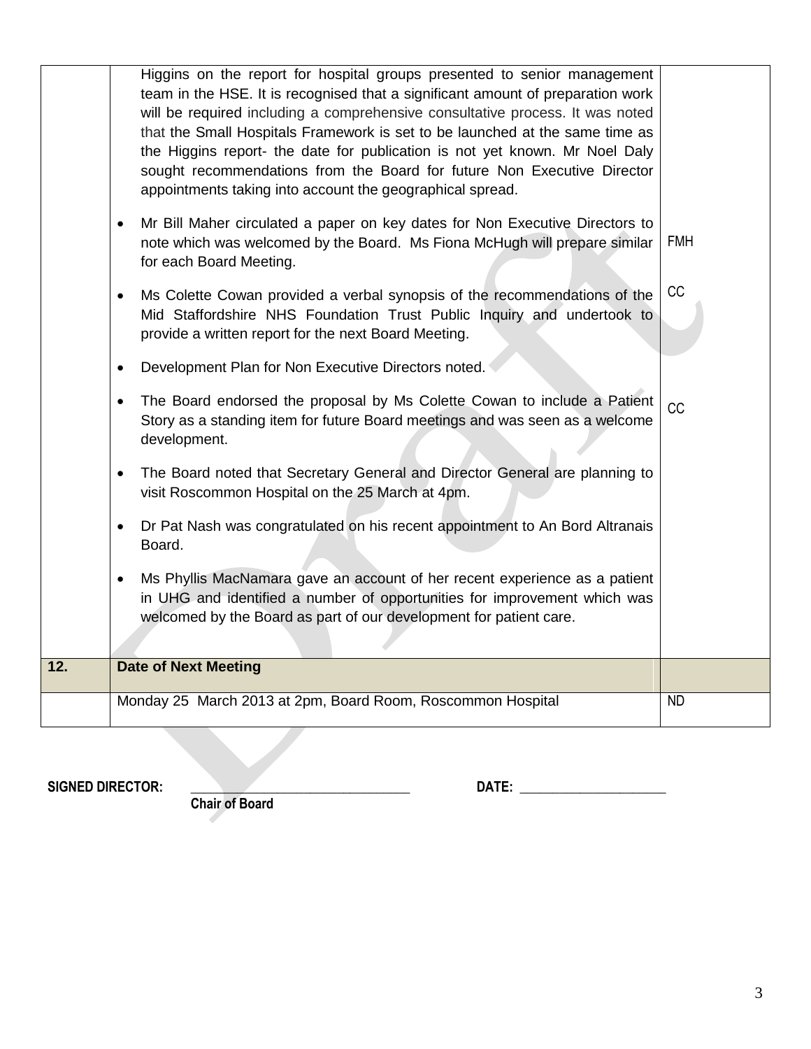| | | |
|---|---|---|
| | Higgins on the report for hospital groups presented to senior management team in the HSE. It is recognised that a significant amount of preparation work will be required including a comprehensive consultative process. It was noted that the Small Hospitals Framework is set to be launched at the same time as the Higgins report- the date for publication is not yet known. Mr Noel Daly sought recommendations from the Board for future Non Executive Director appointments taking into account the geographical spread.<br><br>• Mr Bill Maher circulated a paper on key dates for Non Executive Directors to note which was welcomed by the Board. Ms Fiona McHugh will prepare similar for each Board Meeting.<br><br>• Ms Colette Cowan provided a verbal synopsis of the recommendations of the Mid Staffordshire NHS Foundation Trust Public Inquiry and undertook to provide a written report for the next Board Meeting.<br><br>• Development Plan for Non Executive Directors noted.<br><br>• The Board endorsed the proposal by Ms Colette Cowan to include a Patient Story as a standing item for future Board meetings and was seen as a welcome development.<br><br>• The Board noted that Secretary General and Director General are planning to visit Roscommon Hospital on the 25 March at 4pm.<br><br>• Dr Pat Nash was congratulated on his recent appointment to An Bord Altranais Board.<br><br>• Ms Phyllis MacNamara gave an account of her recent experience as a patient in UHG and identified a number of opportunities for improvement which was welcomed by the Board as part of our development for patient care. | FMH<br><br>CC<br><br>CC |
| **12.** | **Date of Next Meeting** | |
| | Monday 25 March 2013 at 2pm, Board Room, Roscommon Hospital | ND |

**SIGNED DIRECTOR:** _______________________________ **DATE:** ____________________

**Chair of Board**